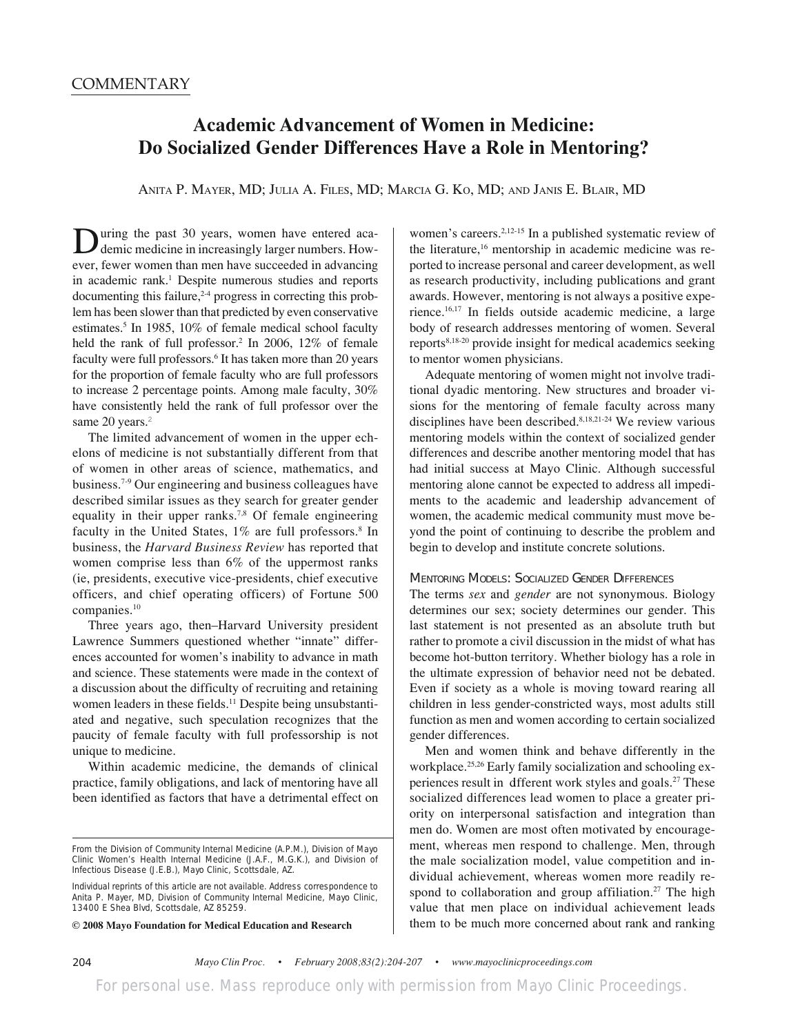COMMENTARY

# Academic Advancement of Women in Medicine: Do Socialized Gender Differences Have a Role in Mentoring?

ANITA P. MAYER, MD; JULIA A. FILES, MD; MARCIA G. KO, MD; AND JANIS E. BLAIR, MD

During the past 30 years, women have entered academic medicine in increasingly larger numbers. However, fewer women than men have succeeded in advancing in academic rank.[1] Despite numerous studies and reports documenting this failure,[2-4] progress in correcting this problem has been slower than that predicted by even conservative estimates.[5] In 1985, 10% of female medical school faculty held the rank of full professor.[2] In 2006, 12% of female faculty were full professors.[6] It has taken more than 20 years for the proportion of female faculty who are full professors to increase 2 percentage points. Among male faculty, 30% have consistently held the rank of full professor over the same 20 years.[2]

The limited advancement of women in the upper echelons of medicine is not substantially different from that of women in other areas of science, mathematics, and business.[7-9] Our engineering and business colleagues have described similar issues as they search for greater gender equality in their upper ranks.[7,8] Of female engineering faculty in the United States, 1% are full professors.[8] In business, the *Harvard Business Review* has reported that women comprise less than 6% of the uppermost ranks (ie, presidents, executive vice-presidents, chief executive officers, and chief operating officers) of Fortune 500 companies.[10]

Three years ago, then–Harvard University president Lawrence Summers questioned whether "innate" differences accounted for women's inability to advance in math and science. These statements were made in the context of a discussion about the difficulty of recruiting and retaining women leaders in these fields.[11] Despite being unsubstantiated and negative, such speculation recognizes that the paucity of female faculty with full professorship is not unique to medicine.

Within academic medicine, the demands of clinical practice, family obligations, and lack of mentoring have all been identified as factors that have a detrimental effect on women's careers.[2,12-15] In a published systematic review of the literature,[16] mentorship in academic medicine was reported to increase personal and career development, as well as research productivity, including publications and grant awards. However, mentoring is not always a positive experience.[16,17] In fields outside academic medicine, a large body of research addresses mentoring of women. Several reports[8,18-20] provide insight for medical academics seeking to mentor women physicians.

Adequate mentoring of women might not involve traditional dyadic mentoring. New structures and broader visions for the mentoring of female faculty across many disciplines have been described.[8,18,21-24] We review various mentoring models within the context of socialized gender differences and describe another mentoring model that has had initial success at Mayo Clinic. Although successful mentoring alone cannot be expected to address all impediments to the academic and leadership advancement of women, the academic medical community must move beyond the point of continuing to describe the problem and begin to develop and institute concrete solutions.

## MENTORING MODELS: SOCIALIZED GENDER DIFFERENCES

The terms *sex* and *gender* are not synonymous. Biology determines our sex; society determines our gender. This last statement is not presented as an absolute truth but rather to promote a civil discussion in the midst of what has become hot-button territory. Whether biology has a role in the ultimate expression of behavior need not be debated. Even if society as a whole is moving toward rearing all children in less gender-constricted ways, most adults still function as men and women according to certain socialized gender differences.

Men and women think and behave differently in the workplace.[25,26] Early family socialization and schooling experiences result in dfferent work styles and goals.[27] These socialized differences lead women to place a greater priority on interpersonal satisfaction and integration than men do. Women are most often motivated by encouragement, whereas men respond to challenge. Men, through the male socialization model, value competition and individual achievement, whereas women more readily respond to collaboration and group affiliation.[27] The high value that men place on individual achievement leads them to be much more concerned about rank and ranking

From the Division of Community Internal Medicine (A.P.M.), Division of Mayo Clinic Women's Health Internal Medicine (J.A.F., M.G.K.), and Division of Infectious Disease (J.E.B.), Mayo Clinic, Scottsdale, AZ.

Individual reprints of this article are not available. Address correspondence to Anita P. Mayer, MD, Division of Community Internal Medicine, Mayo Clinic, 13400 E Shea Blvd, Scottsdale, AZ 85259.

**© 2008 Mayo Foundation for Medical Education and Research**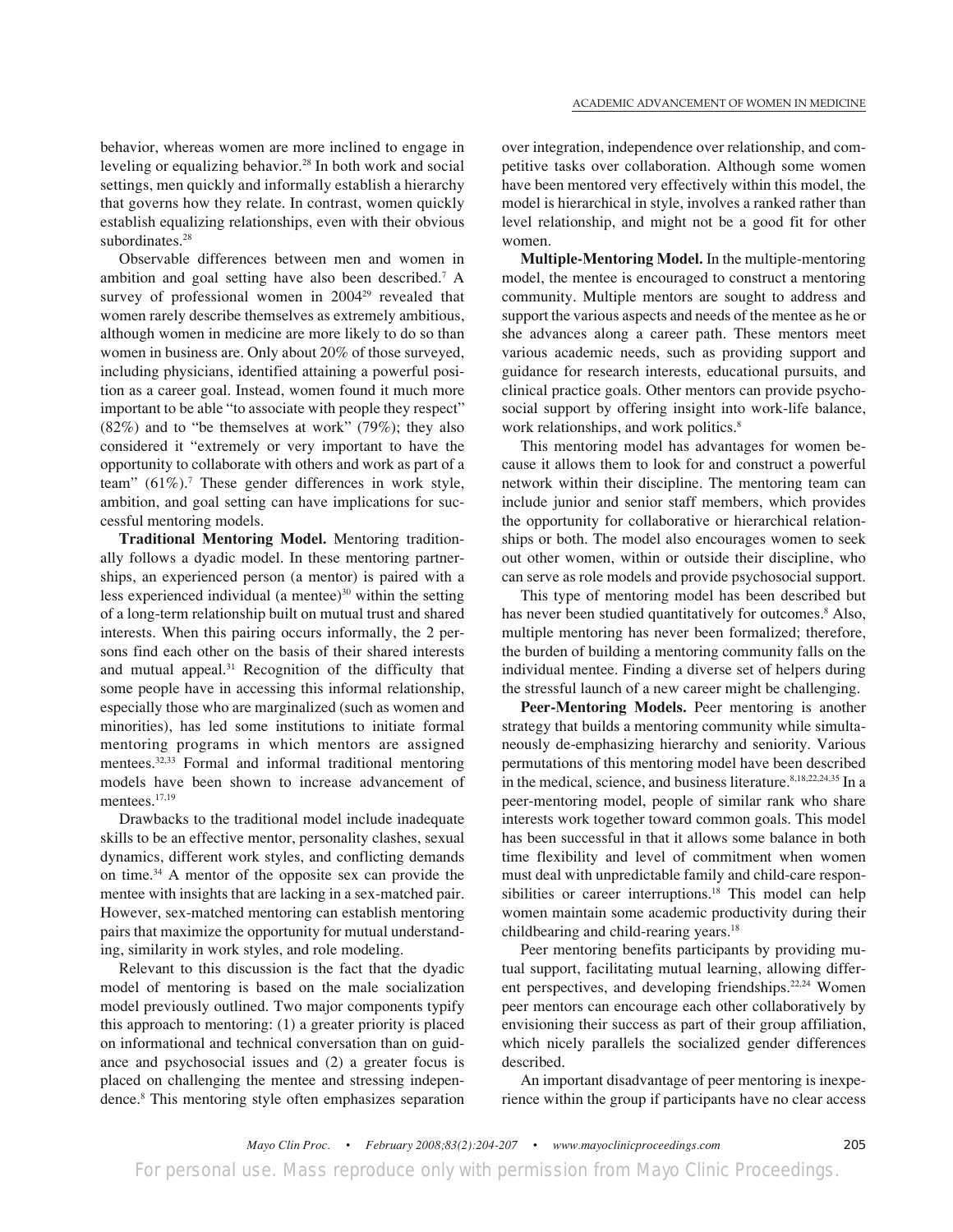behavior, whereas women are more inclined to engage in leveling or equalizing behavior.[28] In both work and social settings, men quickly and informally establish a hierarchy that governs how they relate. In contrast, women quickly establish equalizing relationships, even with their obvious subordinates.[28]

Observable differences between men and women in ambition and goal setting have also been described.[7] A survey of professional women in 2004[29] revealed that women rarely describe themselves as extremely ambitious, although women in medicine are more likely to do so than women in business are. Only about 20% of those surveyed, including physicians, identified attaining a powerful position as a career goal. Instead, women found it much more important to be able "to associate with people they respect" (82%) and to "be themselves at work" (79%); they also considered it "extremely or very important to have the opportunity to collaborate with others and work as part of a team" (61%).[7] These gender differences in work style, ambition, and goal setting can have implications for successful mentoring models.

**Traditional Mentoring Model.** Mentoring traditionally follows a dyadic model. In these mentoring partnerships, an experienced person (a mentor) is paired with a less experienced individual (a mentee)[30] within the setting of a long-term relationship built on mutual trust and shared interests. When this pairing occurs informally, the 2 persons find each other on the basis of their shared interests and mutual appeal.[31] Recognition of the difficulty that some people have in accessing this informal relationship, especially those who are marginalized (such as women and minorities), has led some institutions to initiate formal mentoring programs in which mentors are assigned mentees.[32,33] Formal and informal traditional mentoring models have been shown to increase advancement of mentees.[17,19]

Drawbacks to the traditional model include inadequate skills to be an effective mentor, personality clashes, sexual dynamics, different work styles, and conflicting demands on time.[34] A mentor of the opposite sex can provide the mentee with insights that are lacking in a sex-matched pair. However, sex-matched mentoring can establish mentoring pairs that maximize the opportunity for mutual understanding, similarity in work styles, and role modeling.

Relevant to this discussion is the fact that the dyadic model of mentoring is based on the male socialization model previously outlined. Two major components typify this approach to mentoring: (1) a greater priority is placed on informational and technical conversation than on guidance and psychosocial issues and (2) a greater focus is placed on challenging the mentee and stressing independence.[8] This mentoring style often emphasizes separation over integration, independence over relationship, and competitive tasks over collaboration. Although some women have been mentored very effectively within this model, the model is hierarchical in style, involves a ranked rather than level relationship, and might not be a good fit for other women.

**Multiple-Mentoring Model.** In the multiple-mentoring model, the mentee is encouraged to construct a mentoring community. Multiple mentors are sought to address and support the various aspects and needs of the mentee as he or she advances along a career path. These mentors meet various academic needs, such as providing support and guidance for research interests, educational pursuits, and clinical practice goals. Other mentors can provide psychosocial support by offering insight into work-life balance, work relationships, and work politics.[8]

This mentoring model has advantages for women because it allows them to look for and construct a powerful network within their discipline. The mentoring team can include junior and senior staff members, which provides the opportunity for collaborative or hierarchical relationships or both. The model also encourages women to seek out other women, within or outside their discipline, who can serve as role models and provide psychosocial support.

This type of mentoring model has been described but has never been studied quantitatively for outcomes.[8] Also, multiple mentoring has never been formalized; therefore, the burden of building a mentoring community falls on the individual mentee. Finding a diverse set of helpers during the stressful launch of a new career might be challenging.

**Peer-Mentoring Models.** Peer mentoring is another strategy that builds a mentoring community while simultaneously de-emphasizing hierarchy and seniority. Various permutations of this mentoring model have been described in the medical, science, and business literature.[8,18,22,24,35] In a peer-mentoring model, people of similar rank who share interests work together toward common goals. This model has been successful in that it allows some balance in both time flexibility and level of commitment when women must deal with unpredictable family and child-care responsibilities or career interruptions.[18] This model can help women maintain some academic productivity during their childbearing and child-rearing years.[18]

Peer mentoring benefits participants by providing mutual support, facilitating mutual learning, allowing different perspectives, and developing friendships.[22,24] Women peer mentors can encourage each other collaboratively by envisioning their success as part of their group affiliation, which nicely parallels the socialized gender differences described.

An important disadvantage of peer mentoring is inexperience within the group if participants have no clear access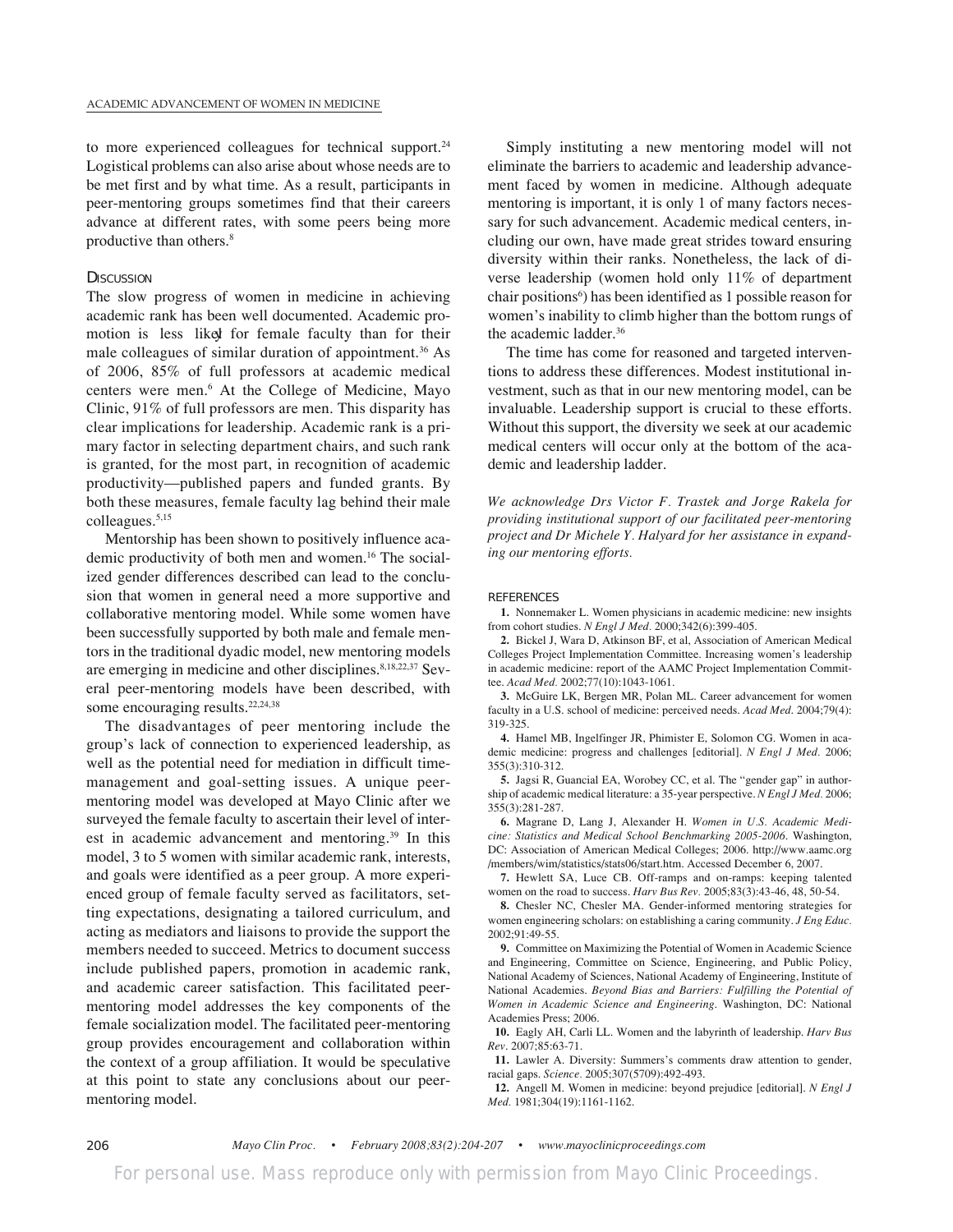to more experienced colleagues for technical support.[24] Logistical problems can also arise about whose needs are to be met first and by what time. As a result, participants in peer-mentoring groups sometimes find that their careers advance at different rates, with some peers being more productive than others.[8]

## Discussion

The slow progress of women in medicine in achieving academic rank has been well documented. Academic promotion is less likely for female faculty than for their male colleagues of similar duration of appointment.[36] As of 2006, 85% of full professors at academic medical centers were men.[6] At the College of Medicine, Mayo Clinic, 91% of full professors are men. This disparity has clear implications for leadership. Academic rank is a primary factor in selecting department chairs, and such rank is granted, for the most part, in recognition of academic productivity—published papers and funded grants. By both these measures, female faculty lag behind their male colleagues.[5,15]

Mentorship has been shown to positively influence academic productivity of both men and women.[16] The socialized gender differences described can lead to the conclusion that women in general need a more supportive and collaborative mentoring model. While some women have been successfully supported by both male and female mentors in the traditional dyadic model, new mentoring models are emerging in medicine and other disciplines.[8,18,22,37] Several peer-mentoring models have been described, with some encouraging results.[22,24,38]

The disadvantages of peer mentoring include the group's lack of connection to experienced leadership, as well as the potential need for mediation in difficult time-management and goal-setting issues. A unique peer-mentoring model was developed at Mayo Clinic after we surveyed the female faculty to ascertain their level of interest in academic advancement and mentoring.[39] In this model, 3 to 5 women with similar academic rank, interests, and goals were identified as a peer group. A more experienced group of female faculty served as facilitators, setting expectations, designating a tailored curriculum, and acting as mediators and liaisons to provide the support the members needed to succeed. Metrics to document success include published papers, promotion in academic rank, and academic career satisfaction. This facilitated peer-mentoring model addresses the key components of the female socialization model. The facilitated peer-mentoring group provides encouragement and collaboration within the context of a group affiliation. It would be speculative at this point to state any conclusions about our peer-mentoring model.

Simply instituting a new mentoring model will not eliminate the barriers to academic and leadership advancement faced by women in medicine. Although adequate mentoring is important, it is only 1 of many factors necessary for such advancement. Academic medical centers, including our own, have made great strides toward ensuring diversity within their ranks. Nonetheless, the lack of diverse leadership (women hold only 11% of department chair positions[6]) has been identified as 1 possible reason for women's inability to climb higher than the bottom rungs of the academic ladder.[36]

The time has come for reasoned and targeted interventions to address these differences. Modest institutional investment, such as that in our new mentoring model, can be invaluable. Leadership support is crucial to these efforts. Without this support, the diversity we seek at our academic medical centers will occur only at the bottom of the academic and leadership ladder.

*We acknowledge Drs Victor F. Trastek and Jorge Rakela for providing institutional support of our facilitated peer-mentoring project and Dr Michele Y. Halyard for her assistance in expanding our mentoring efforts.*

## References

1. Nonnemaker L. Women physicians in academic medicine: new insights from cohort studies. *N Engl J Med.* 2000;342(6):399-405.
2. Bickel J, Wara D, Atkinson BF, et al, Association of American Medical Colleges Project Implementation Committee. Increasing women's leadership in academic medicine: report of the AAMC Project Implementation Committee. *Acad Med.* 2002;77(10):1043-1061.
3. McGuire LK, Bergen MR, Polan ML. Career advancement for women faculty in a U.S. school of medicine: perceived needs. *Acad Med*. 2004;79(4): 319-325.
4. Hamel MB, Ingelfinger JR, Phimister E, Solomon CG. Women in academic medicine: progress and challenges [editorial]. *N Engl J Med.* 2006; 355(3):310-312.
5. Jagsi R, Guancial EA, Worobey CC, et al. The "gender gap" in authorship of academic medical literature: a 35-year perspective. *N Engl J Med.* 2006; 355(3):281-287.
6. Magrane D, Lang J, Alexander H. *Women in U.S. Academic Medicine: Statistics and Medical School Benchmarking 2005-2006.* Washington, DC: Association of American Medical Colleges; 2006. http://www.aamc.org /members/wim/statistics/stats06/start.htm. Accessed December 6, 2007.
7. Hewlett SA, Luce CB. Off-ramps and on-ramps: keeping talented women on the road to success. *Harv Bus Rev.* 2005;83(3):43-46, 48, 50-54.
8. Chesler NC, Chesler MA. Gender-informed mentoring strategies for women engineering scholars: on establishing a caring community. *J Eng Educ.* 2002;91:49-55.
9. Committee on Maximizing the Potential of Women in Academic Science and Engineering, Committee on Science, Engineering, and Public Policy, National Academy of Sciences, National Academy of Engineering, Institute of National Academies. *Beyond Bias and Barriers: Fulfilling the Potential of Women in Academic Science and Engineering*. Washington, DC: National Academies Press; 2006.
10. Eagly AH, Carli LL. Women and the labyrinth of leadership. *Harv Bus Rev*. 2007;85:63-71.
11. Lawler A. Diversity: Summers's comments draw attention to gender, racial gaps. *Science.* 2005;307(5709):492-493.
12. Angell M. Women in medicine: beyond prejudice [editorial]. *N Engl J Med.* 1981;304(19):1161-1162.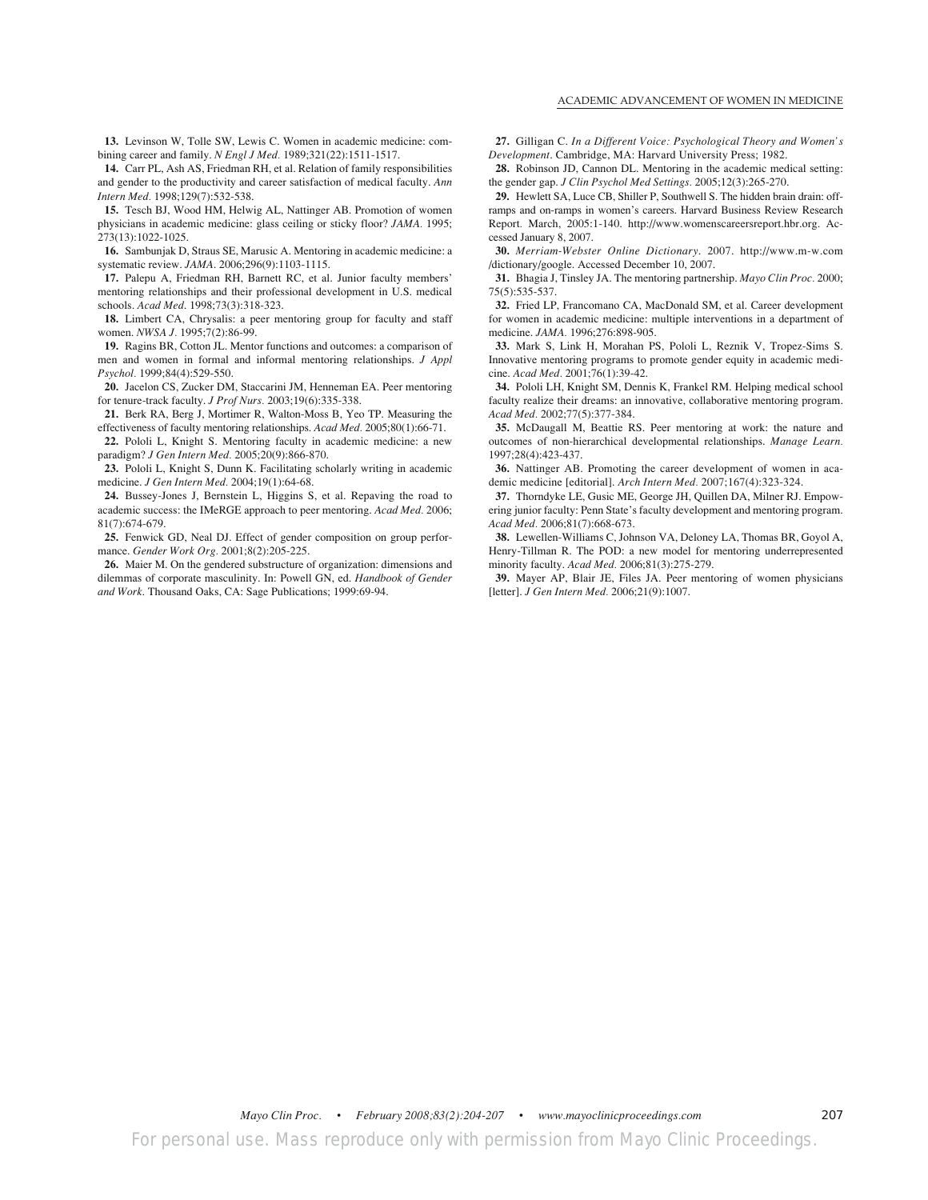**13.** Levinson W, Tolle SW, Lewis C. Women in academic medicine: combining career and family. *N Engl J Med*. 1989;321(22):1511-1517.

**14.** Carr PL, Ash AS, Friedman RH, et al. Relation of family responsibilities and gender to the productivity and career satisfaction of medical faculty. *Ann Intern Med*. 1998;129(7):532-538.

**15.** Tesch BJ, Wood HM, Helwig AL, Nattinger AB. Promotion of women physicians in academic medicine: glass ceiling or sticky floor? *JAMA*. 1995; 273(13):1022-1025.

**16.** Sambunjak D, Straus SE, Marusic A. Mentoring in academic medicine: a systematic review. *JAMA*. 2006;296(9):1103-1115.

**17.** Palepu A, Friedman RH, Barnett RC, et al. Junior faculty members' mentoring relationships and their professional development in U.S. medical schools. *Acad Med*. 1998;73(3):318-323.

**18.** Limbert CA, Chrysalis: a peer mentoring group for faculty and staff women. *NWSA J*. 1995;7(2):86-99.

**19.** Ragins BR, Cotton JL. Mentor functions and outcomes: a comparison of men and women in formal and informal mentoring relationships. *J Appl Psychol*. 1999;84(4):529-550.

**20.** Jacelon CS, Zucker DM, Staccarini JM, Henneman EA. Peer mentoring for tenure-track faculty. *J Prof Nurs*. 2003;19(6):335-338.

**21.** Berk RA, Berg J, Mortimer R, Walton-Moss B, Yeo TP. Measuring the effectiveness of faculty mentoring relationships. *Acad Med*. 2005;80(1):66-71.

**22.** Pololi L, Knight S. Mentoring faculty in academic medicine: a new paradigm? *J Gen Intern Med*. 2005;20(9):866-870.

**23.** Pololi L, Knight S, Dunn K. Facilitating scholarly writing in academic medicine. *J Gen Intern Med*. 2004;19(1):64-68.

**24.** Bussey-Jones J, Bernstein L, Higgins S, et al. Repaving the road to academic success: the IMeRGE approach to peer mentoring. *Acad Med*. 2006; 81(7):674-679.

**25.** Fenwick GD, Neal DJ. Effect of gender composition on group performance. *Gender Work Org*. 2001;8(2):205-225.

**26.** Maier M. On the gendered substructure of organization: dimensions and dilemmas of corporate masculinity. In: Powell GN, ed. *Handbook of Gender and Work*. Thousand Oaks, CA: Sage Publications; 1999:69-94.

**27.** Gilligan C. *In a Different Voice: Psychological Theory and Women's Development*. Cambridge, MA: Harvard University Press; 1982.

**28.** Robinson JD, Cannon DL. Mentoring in the academic medical setting: the gender gap. *J Clin Psychol Med Settings*. 2005;12(3):265-270.

**29.** Hewlett SA, Luce CB, Shiller P, Southwell S. The hidden brain drain: off-ramps and on-ramps in women's careers. Harvard Business Review Research Report. March, 2005:1-140. http://www.womenscareersreport.hbr.org. Accessed January 8, 2007.

**30.** *Merriam-Webster Online Dictionary*. 2007. http://www.m-w.com /dictionary/google. Accessed December 10, 2007.

**31.** Bhagia J, Tinsley JA. The mentoring partnership. *Mayo Clin Proc*. 2000; 75(5):535-537.

**32.** Fried LP, Francomano CA, MacDonald SM, et al. Career development for women in academic medicine: multiple interventions in a department of medicine. *JAMA*. 1996;276:898-905.

**33.** Mark S, Link H, Morahan PS, Pololi L, Reznik V, Tropez-Sims S. Innovative mentoring programs to promote gender equity in academic medicine. *Acad Med*. 2001;76(1):39-42.

**34.** Pololi LH, Knight SM, Dennis K, Frankel RM. Helping medical school faculty realize their dreams: an innovative, collaborative mentoring program. *Acad Med*. 2002;77(5):377-384.

**35.** McDaugall M, Beattie RS. Peer mentoring at work: the nature and outcomes of non-hierarchical developmental relationships. *Manage Learn*. 1997;28(4):423-437.

**36.** Nattinger AB. Promoting the career development of women in academic medicine [editorial]. *Arch Intern Med*. 2007;167(4):323-324.

**37.** Thorndyke LE, Gusic ME, George JH, Quillen DA, Milner RJ. Empowering junior faculty: Penn State's faculty development and mentoring program. *Acad Med*. 2006;81(7):668-673.

**38.** Lewellen-Williams C, Johnson VA, Deloney LA, Thomas BR, Goyol A, Henry-Tillman R. The POD: a new model for mentoring underrepresented minority faculty. *Acad Med*. 2006;81(3):275-279.

**39.** Mayer AP, Blair JE, Files JA. Peer mentoring of women physicians [letter]. *J Gen Intern Med*. 2006;21(9):1007.

For personal use. Mass reproduce only with permission from Mayo Clinic Proceedings.